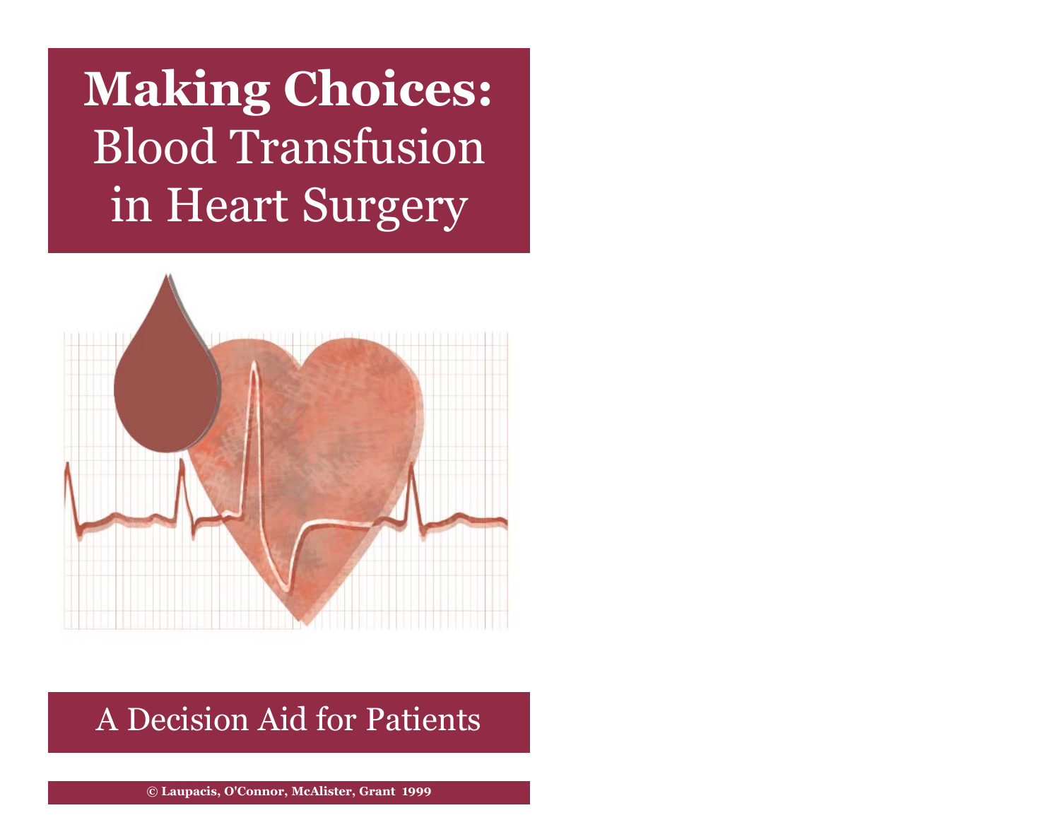# Making Choices: Blood Transfusion in Heart Surgery

A Decision Aid for Patients

© Laupacis, O'Connor, McAlister, Grant 1999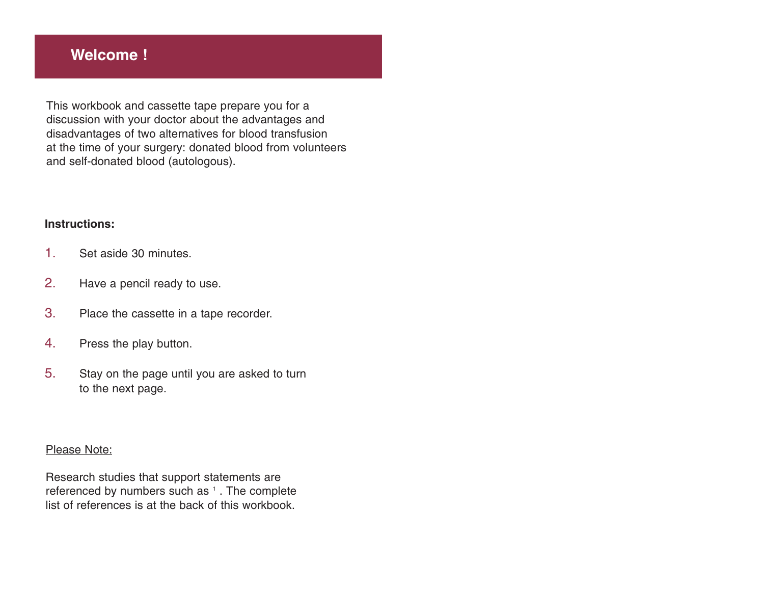## Welcome !

This workbook and cassette tape prepare you for a discussion with your doctor about the advantages and disadvantages of two alternatives for blood transfusion at the time of your surgery: donated blood from volunteers and self-donated blood (autologous).

**Instructions:**

1. Set aside 30 minutes.
2. Have a pencil ready to use.
3. Place the cassette in a tape recorder.
4. Press the play button.
5. Stay on the page until you are asked to turn to the next page.

<u>Please Note:</u>

Research studies that support statements are referenced by numbers such as [1] . The complete list of references is at the back of this workbook.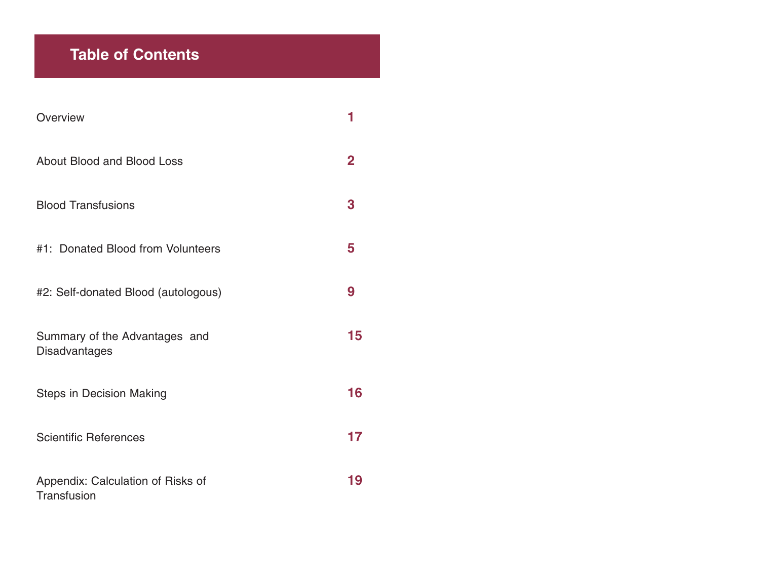# Table of Contents

| | |
|---|---|
| Overview | 1 |
| About Blood and Blood Loss | 2 |
| Blood Transfusions | 3 |
| #1: Donated Blood from Volunteers | 5 |
| #2: Self-donated Blood (autologous) | 9 |
| Summary of the Advantages and Disadvantages | 15 |
| Steps in Decision Making | 16 |
| Scientific References | 17 |
| Appendix: Calculation of Risks of Transfusion | 19 |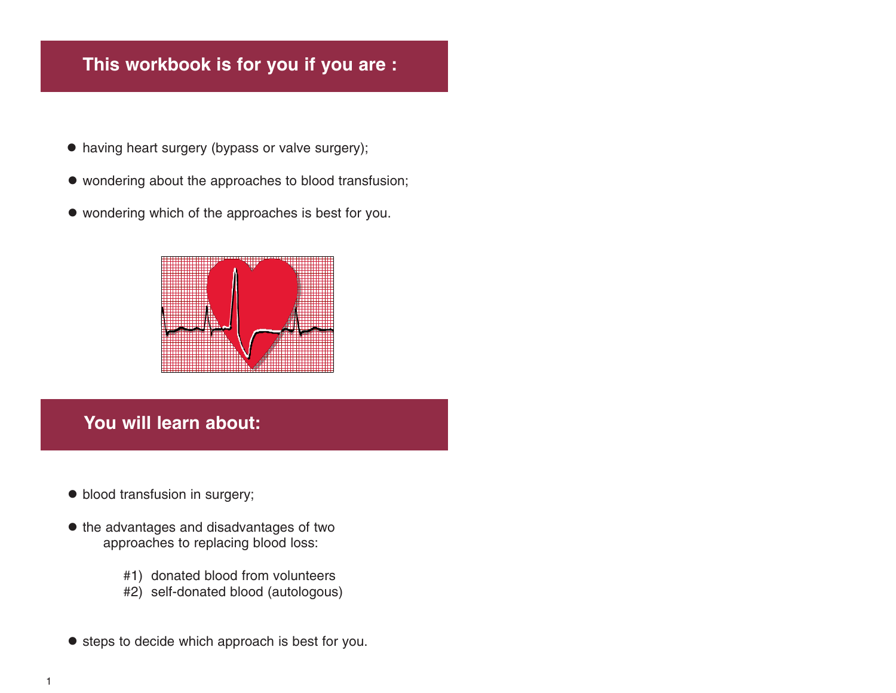## This workbook is for you if you are :

- having heart surgery (bypass or valve surgery);
- wondering about the approaches to blood transfusion;
- wondering which of the approaches is best for you.

## You will learn about:

- blood transfusion in surgery;
- the advantages and disadvantages of two approaches to replacing blood loss:

  #1) donated blood from volunteers
  #2) self-donated blood (autologous)

- steps to decide which approach is best for you.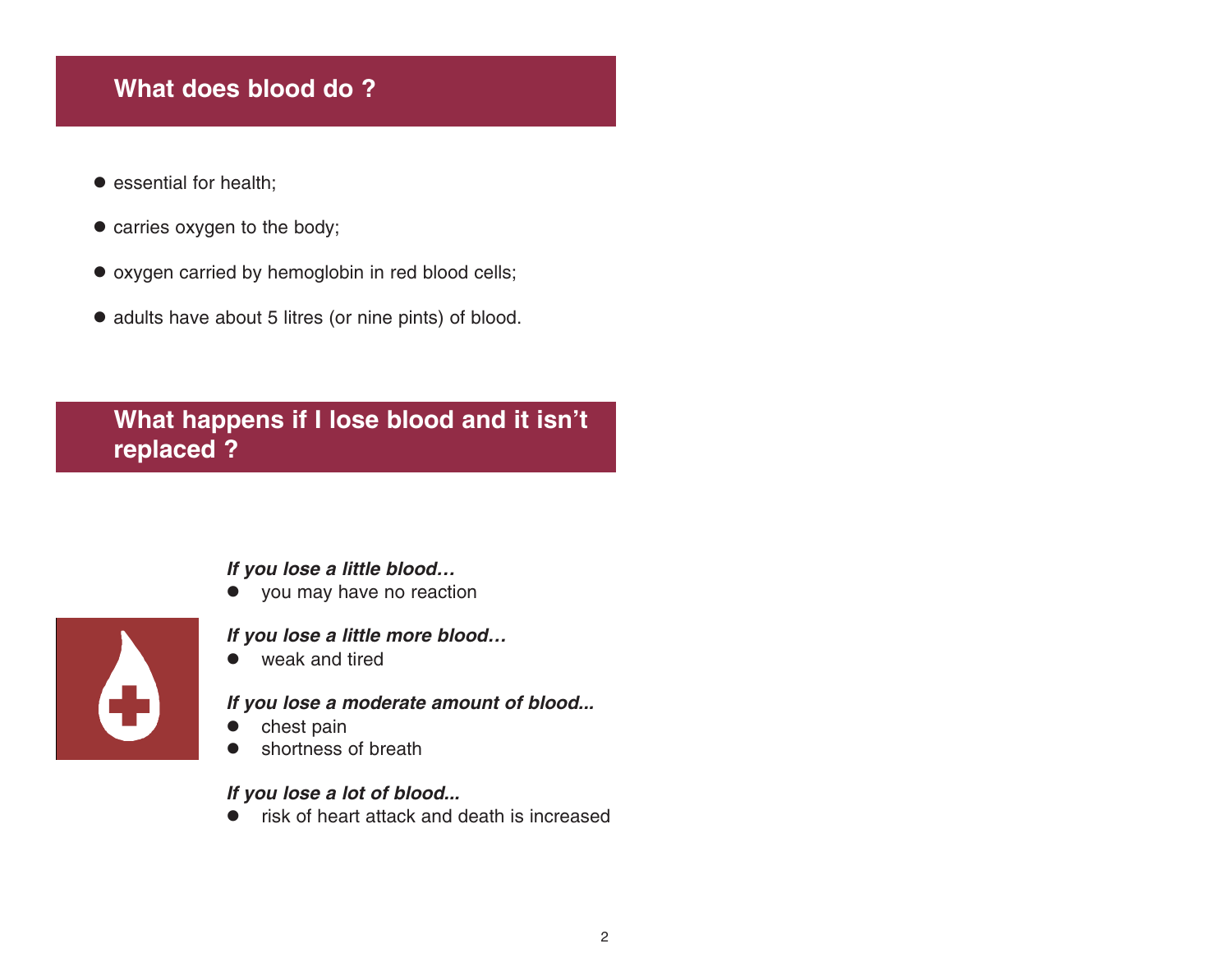## What does blood do ?

- essential for health;
- carries oxygen to the body;
- oxygen carried by hemoglobin in red blood cells;
- adults have about 5 litres (or nine pints) of blood.

## What happens if I lose blood and it isn't replaced ?

***If you lose a little blood…***

- you may have no reaction

***If you lose a little more blood…***

- weak and tired

***If you lose a moderate amount of blood...***

- chest pain
- shortness of breath

***If you lose a lot of blood...***

- risk of heart attack and death is increased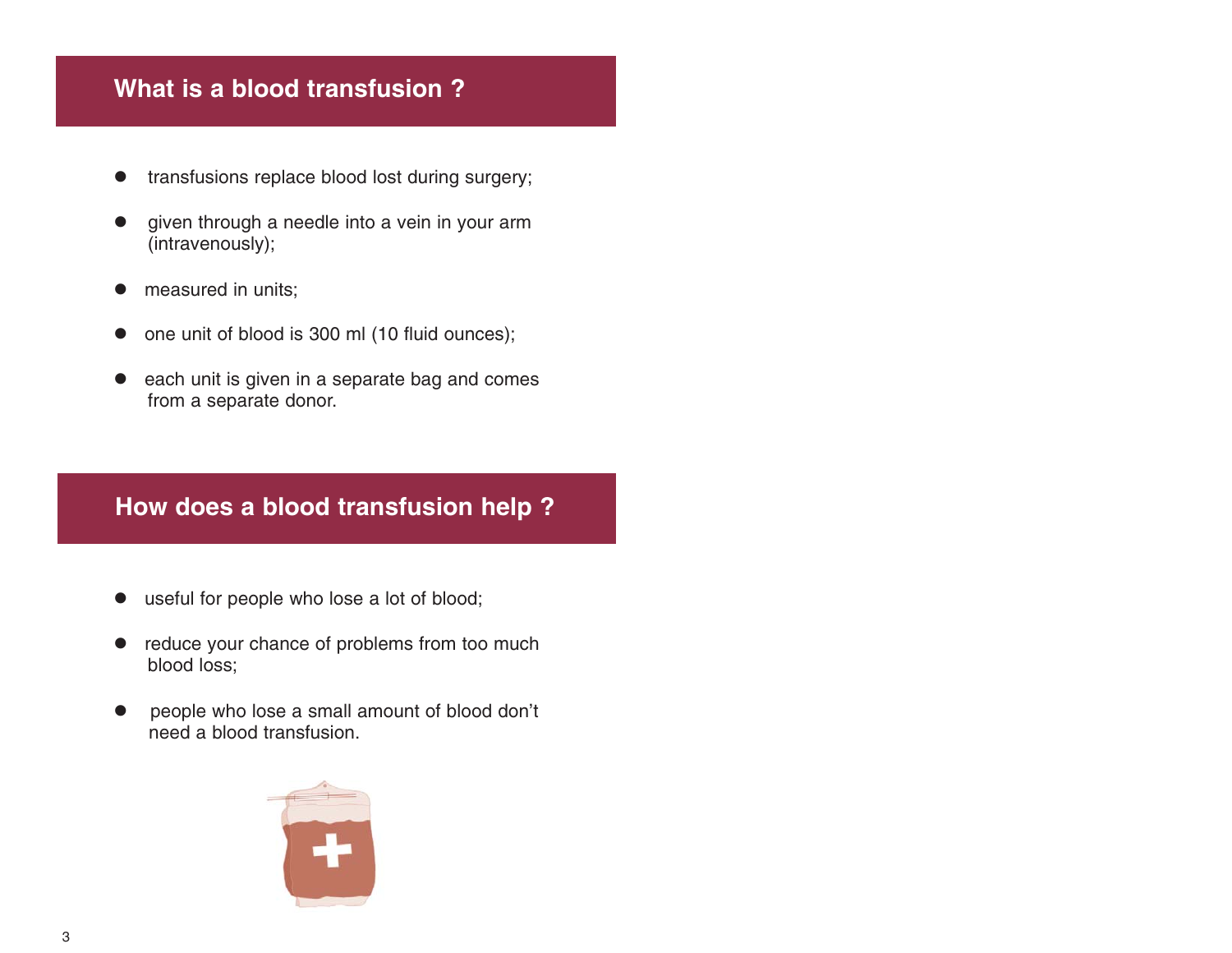## What is a blood transfusion ?

- transfusions replace blood lost during surgery;
- given through a needle into a vein in your arm (intravenously);
- measured in units;
- one unit of blood is 300 ml (10 fluid ounces);
- each unit is given in a separate bag and comes from a separate donor.

## How does a blood transfusion help ?

- useful for people who lose a lot of blood;
- reduce your chance of problems from too much blood loss;
- people who lose a small amount of blood don't need a blood transfusion.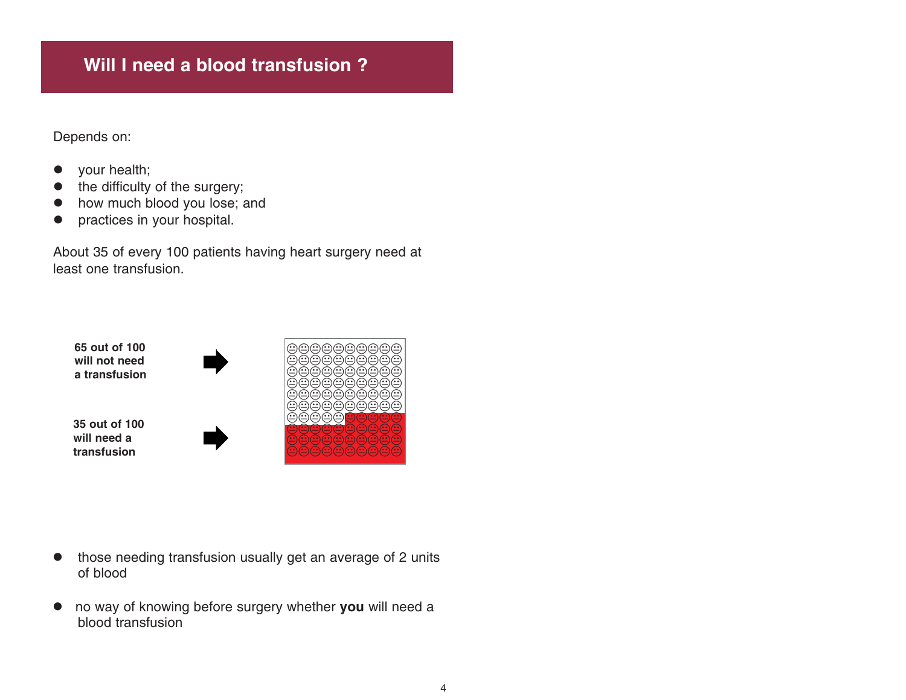# Will I need a blood transfusion ?

Depends on:

- your health;
- the difficulty of the surgery;
- how much blood you lose; and
- practices in your hospital.

About 35 of every 100 patients having heart surgery need at least one transfusion.

**65 out of 100 will not need a transfusion**

**35 out of 100 will need a transfusion**

- those needing transfusion usually get an average of 2 units of blood
- no way of knowing before surgery whether **you** will need a blood transfusion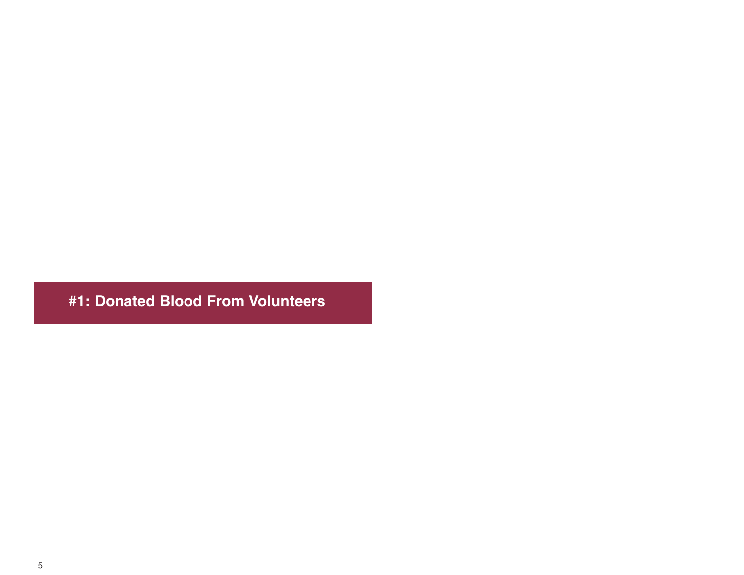# #1: Donated Blood From Volunteers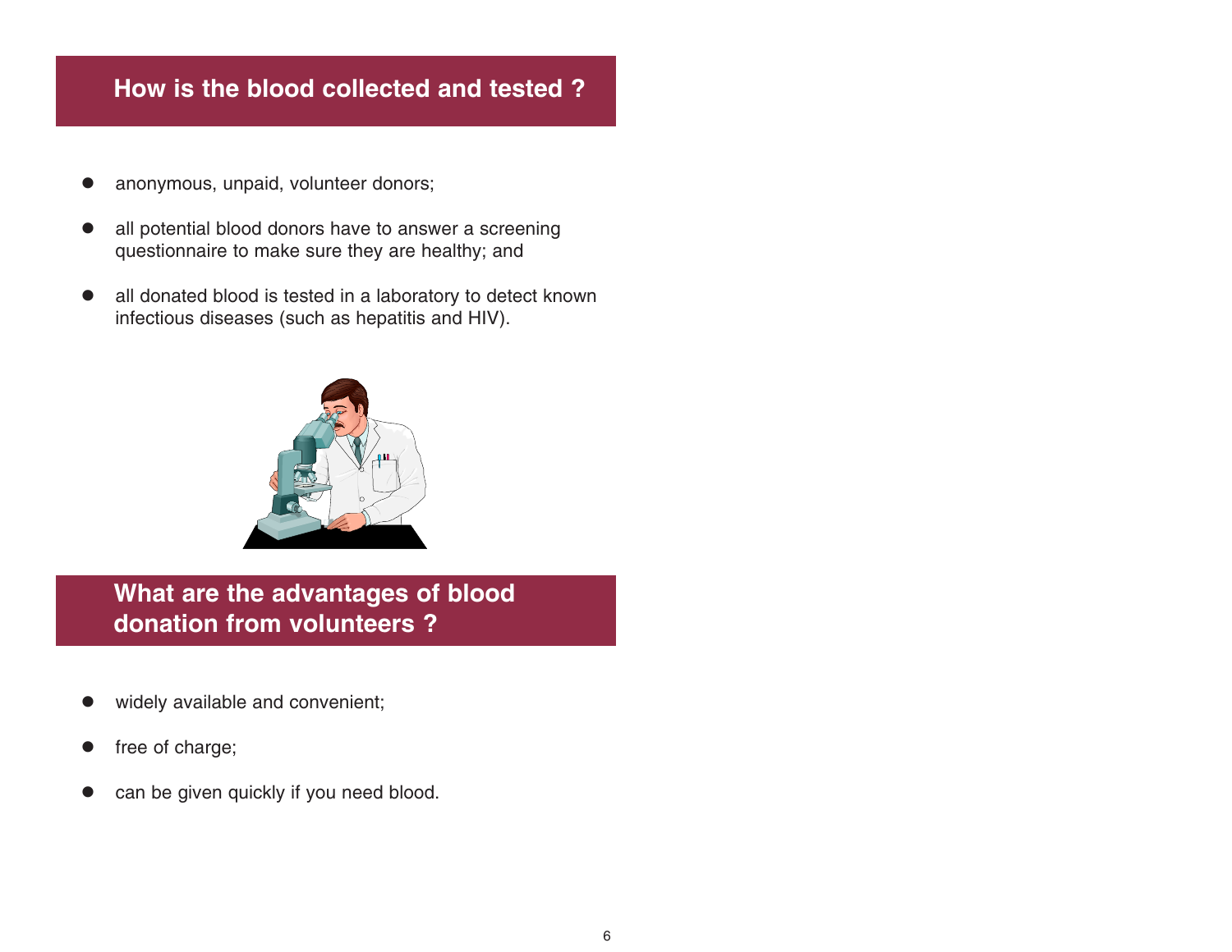## How is the blood collected and tested ?

- anonymous, unpaid, volunteer donors;
- all potential blood donors have to answer a screening questionnaire to make sure they are healthy; and
- all donated blood is tested in a laboratory to detect known infectious diseases (such as hepatitis and HIV).

## What are the advantages of blood donation from volunteers ?

- widely available and convenient;
- free of charge;
- can be given quickly if you need blood.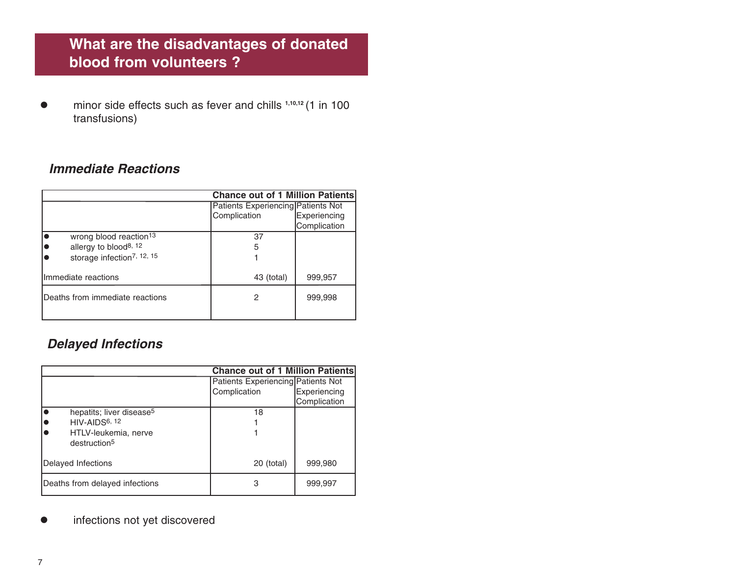## What are the disadvantages of donated blood from volunteers ?

- minor side effects such as fever and chills [1,10,12] (1 in 100 transfusions)

### *Immediate Reactions*

| | Chance out of 1 Million Patients | |
|---|---|---|
| | Patients Experiencing Complication | Patients Not Experiencing Complication |
| • wrong blood reaction[13] | 37 | |
| • allergy to blood[8, 12] | 5 | |
| • storage infection[7, 12, 15] | 1 | |
| Immediate reactions | 43 (total) | 999,957 |
| Deaths from immediate reactions | 2 | 999,998 |

### *Delayed Infections*

| | Chance out of 1 Million Patients | |
|---|---|---|
| | Patients Experiencing Complication | Patients Not Experiencing Complication |
| • hepatits; liver disease[5] | 18 | |
| • HIV-AIDS[6, 12] | 1 | |
| • HTLV-leukemia, nerve destruction[5] | 1 | |
| Delayed Infections | 20 (total) | 999,980 |
| Deaths from delayed infections | 3 | 999,997 |

- infections not yet discovered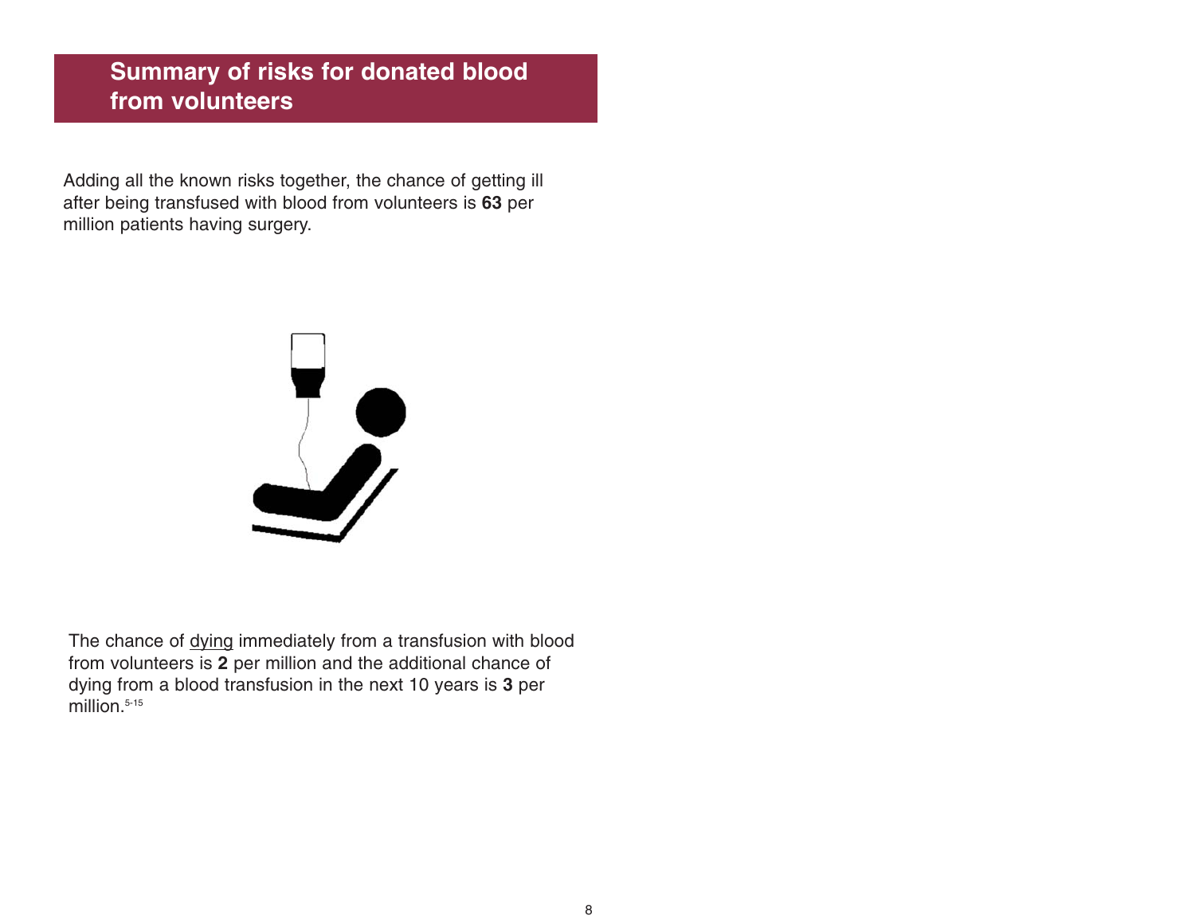## Summary of risks for donated blood from volunteers

Adding all the known risks together, the chance of getting ill after being transfused with blood from volunteers is **63** per million patients having surgery.

The chance of <u>dying</u> immediately from a transfusion with blood from volunteers is **2** per million and the additional chance of dying from a blood transfusion in the next 10 years is **3** per million.[5-15]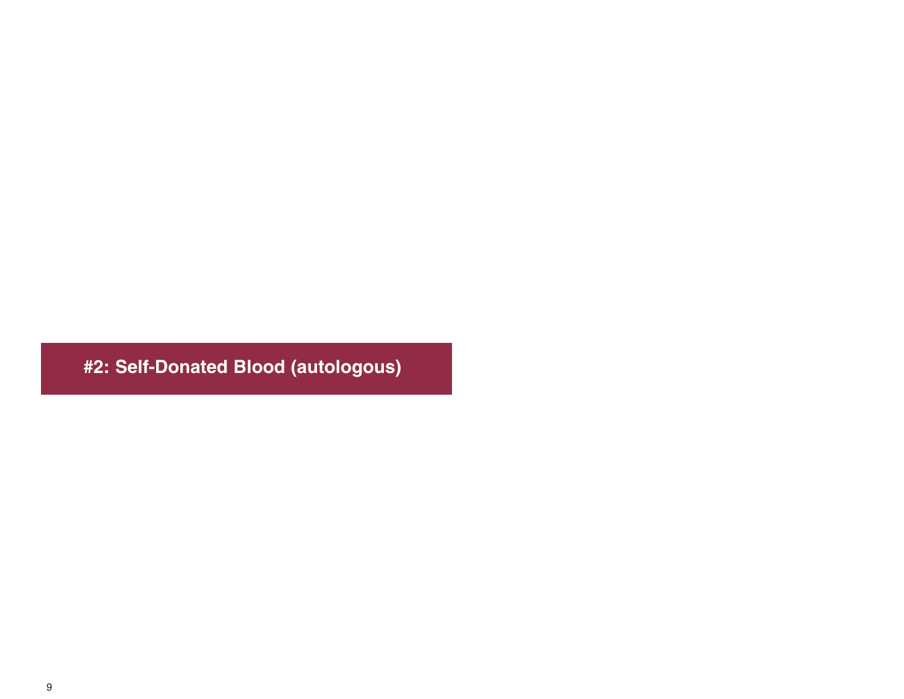# #2: Self-Donated Blood (autologous)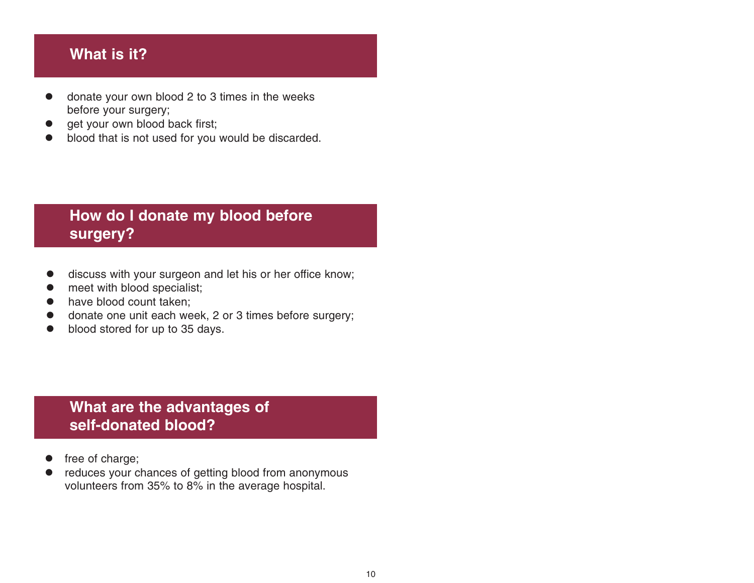## What is it?

- donate your own blood 2 to 3 times in the weeks before your surgery;
- get your own blood back first;
- blood that is not used for you would be discarded.

## How do I donate my blood before surgery?

- discuss with your surgeon and let his or her office know;
- meet with blood specialist;
- have blood count taken;
- donate one unit each week, 2 or 3 times before surgery;
- blood stored for up to 35 days.

## What are the advantages of self-donated blood?

- free of charge;
- reduces your chances of getting blood from anonymous volunteers from 35% to 8% in the average hospital.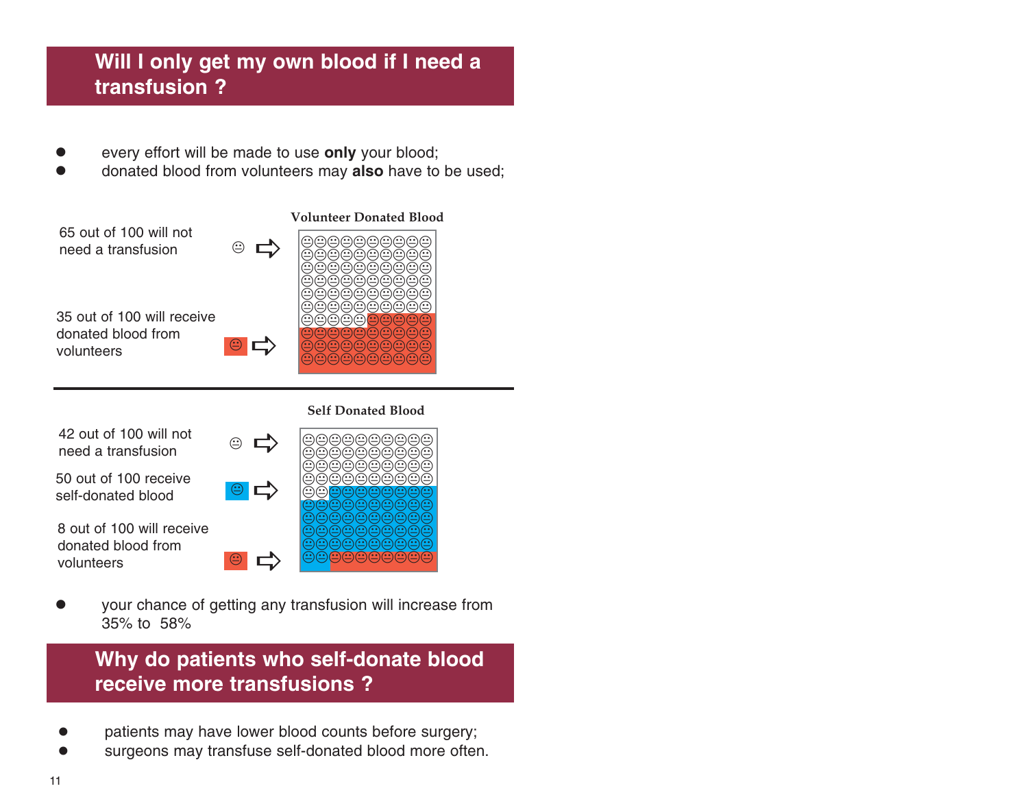## Will I only get my own blood if I need a transfusion ?

- every effort will be made to use **only** your blood;
- donated blood from volunteers may **also** have to be used;

**Volunteer Donated Blood**

65 out of 100 will not need a transfusion

35 out of 100 will receive donated blood from volunteers

**Self Donated Blood**

42 out of 100 will not need a transfusion

50 out of 100 receive self-donated blood

8 out of 100 will receive donated blood from volunteers

- your chance of getting any transfusion will increase from 35% to 58%

## Why do patients who self-donate blood receive more transfusions ?

- patients may have lower blood counts before surgery;
- surgeons may transfuse self-donated blood more often.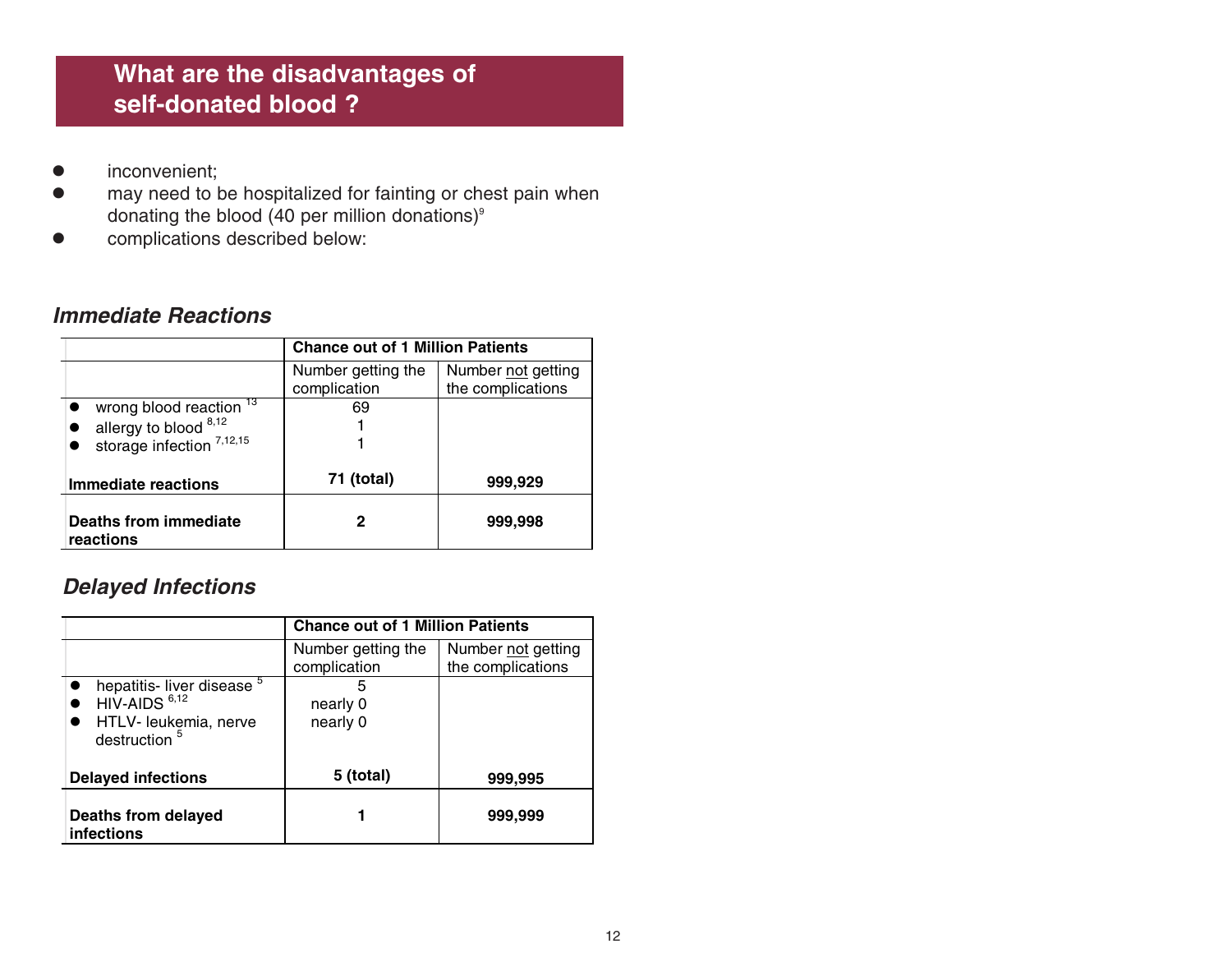## What are the disadvantages of self-donated blood ?

- inconvenient;
- may need to be hospitalized for fainting or chest pain when donating the blood (40 per million donations)[9]
- complications described below:

### *Immediate Reactions*

| | Chance out of 1 Million Patients | |
|---|---|---|
| | Number getting the complication | Number not getting the complications |
| • wrong blood reaction [13]<br>• allergy to blood [8,12]<br>• storage infection [7,12,15] | 69<br>1<br>1 | |
| **Immediate reactions** | **71 (total)** | **999,929** |
| **Deaths from immediate reactions** | **2** | **999,998** |

### *Delayed Infections*

| | Chance out of 1 Million Patients | |
|---|---|---|
| | Number getting the complication | Number not getting the complications |
| • hepatitis- liver disease [5]<br>• HIV-AIDS [6,12]<br>• HTLV- leukemia, nerve destruction [5] | 5<br>nearly 0<br>nearly 0 | |
| **Delayed infections** | **5 (total)** | **999,995** |
| **Deaths from delayed infections** | **1** | **999,999** |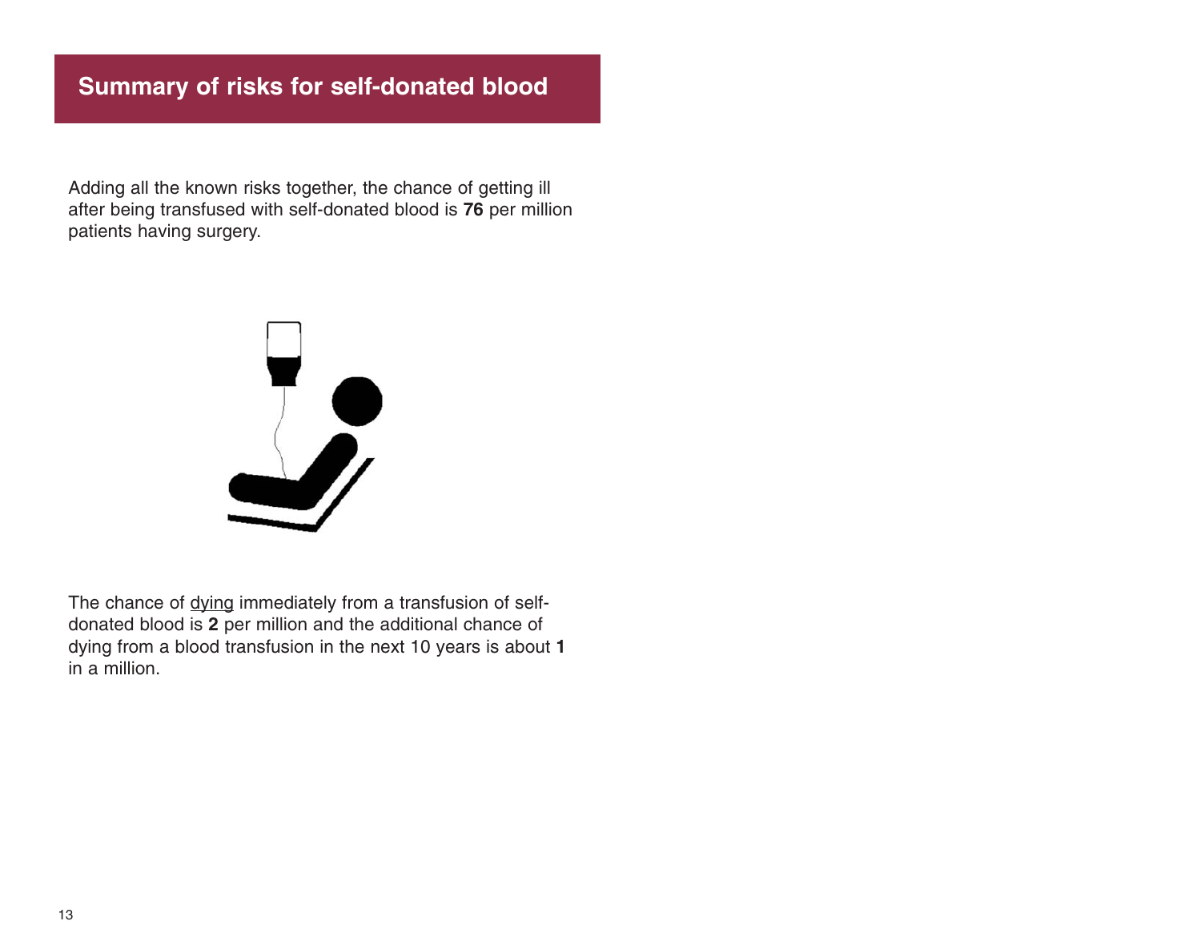## Summary of risks for self-donated blood

Adding all the known risks together, the chance of getting ill after being transfused with self-donated blood is **76** per million patients having surgery.

The chance of dying immediately from a transfusion of self-donated blood is **2** per million and the additional chance of dying from a blood transfusion in the next 10 years is about **1** in a million.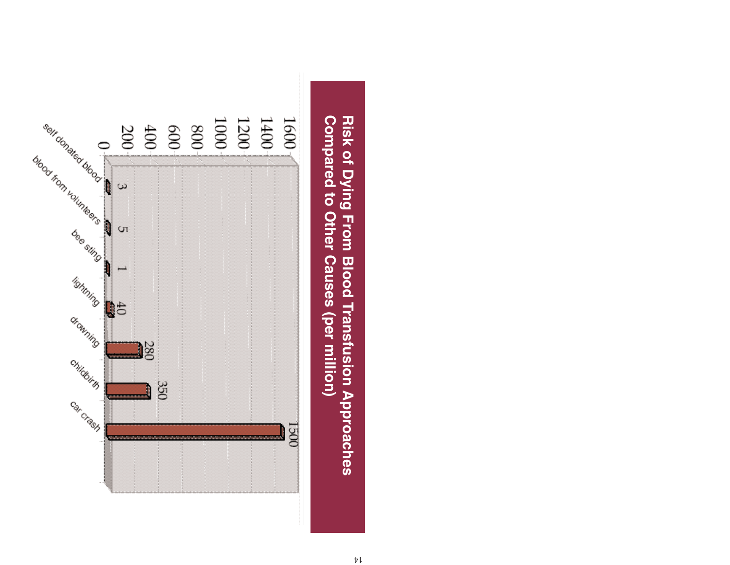## Risk of Dying From Blood Transfusion Approaches Compared to Other Causes (per million)

| Cause | Risk (per million) |
|---|---|
| self donated blood | 3 |
| blood from volunteers | 5 |
| bee sting | 1 |
| lightning | 40 |
| drowning | 280 |
| childbirth | 350 |
| car crash | 1500 |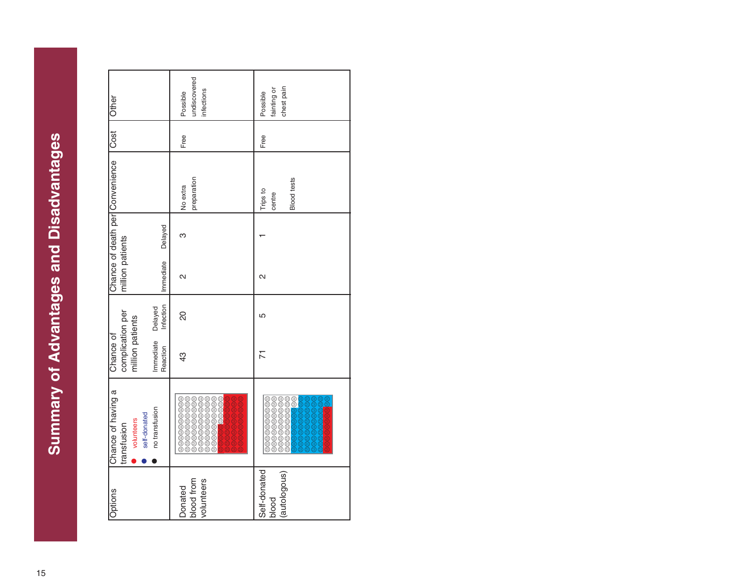# Summary of Advantages and Disadvantages

| Options | Chance of having a transfusion (● volunteers ● self-donated ● no transfusion) | Chance of complication per million patients | | Chance of death per million patients | | Convenience | Cost | Other |
|---|---|---|---|---|---|---|---|---|
| | | Immediate Reaction | Delayed Infection | Immediate | Delayed | | | |
| Donated blood from volunteers | | 43 | 20 | 2 | 3 | No extra preparation | Free | Possible undiscovered infections |
| Self-donated blood (autologous) | | 71 | 5 | 2 | 1 | Trips to centre<br>Blood tests | Free | Possible fainting or chest pain |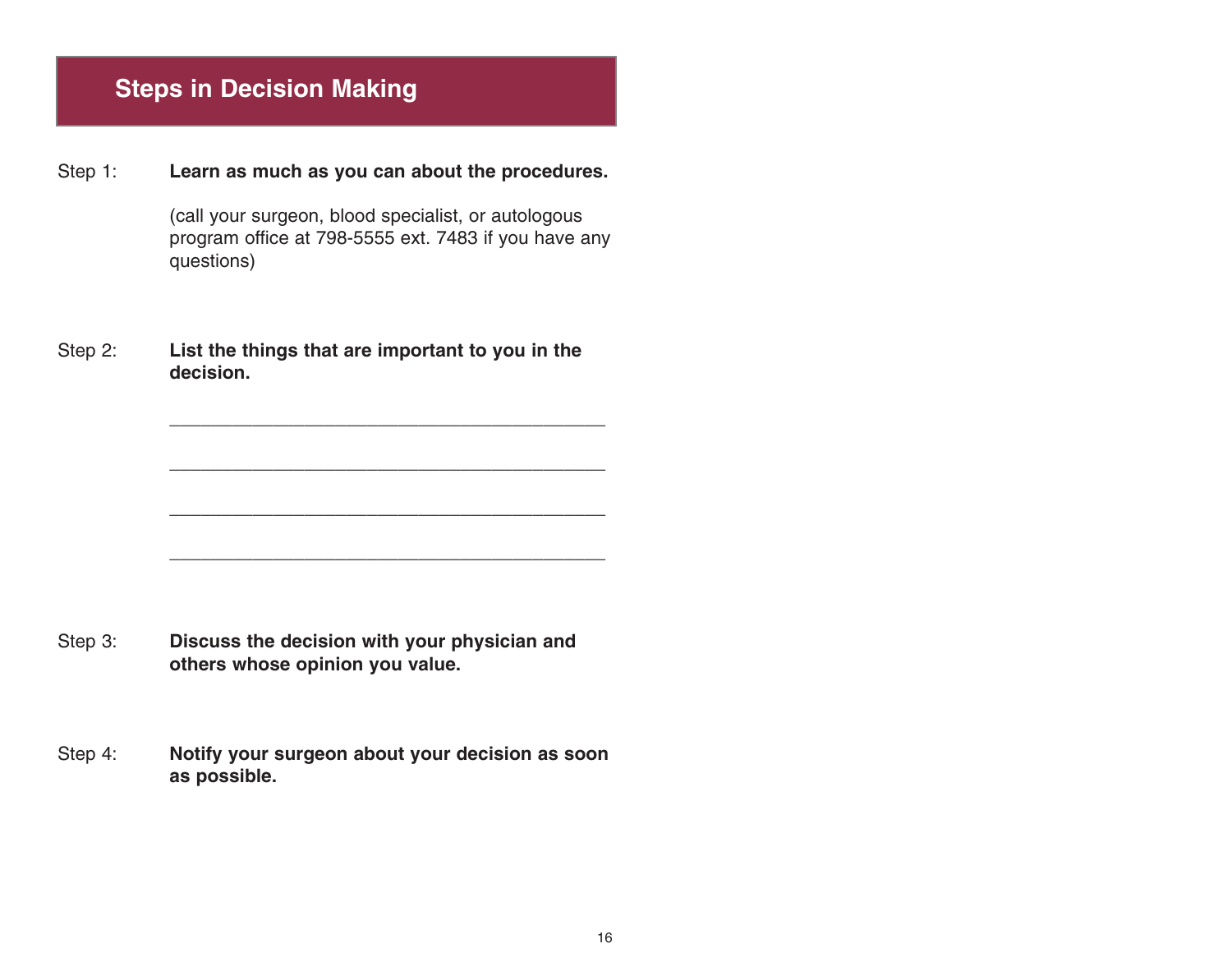## Steps in Decision Making

Step 1: **Learn as much as you can about the procedures.**

(call your surgeon, blood specialist, or autologous program office at 798-5555 ext. 7483 if you have any questions)

Step 2: **List the things that are important to you in the decision.**

\_\_\_\_\_\_\_\_\_\_\_\_\_\_\_\_\_\_\_\_\_\_\_\_\_\_\_\_\_\_\_\_\_\_\_\_\_\_\_\_\_\_

\_\_\_\_\_\_\_\_\_\_\_\_\_\_\_\_\_\_\_\_\_\_\_\_\_\_\_\_\_\_\_\_\_\_\_\_\_\_\_\_\_\_

\_\_\_\_\_\_\_\_\_\_\_\_\_\_\_\_\_\_\_\_\_\_\_\_\_\_\_\_\_\_\_\_\_\_\_\_\_\_\_\_\_\_

\_\_\_\_\_\_\_\_\_\_\_\_\_\_\_\_\_\_\_\_\_\_\_\_\_\_\_\_\_\_\_\_\_\_\_\_\_\_\_\_\_\_

Step 3: **Discuss the decision with your physician and others whose opinion you value.**

Step 4: **Notify your surgeon about your decision as soon as possible.**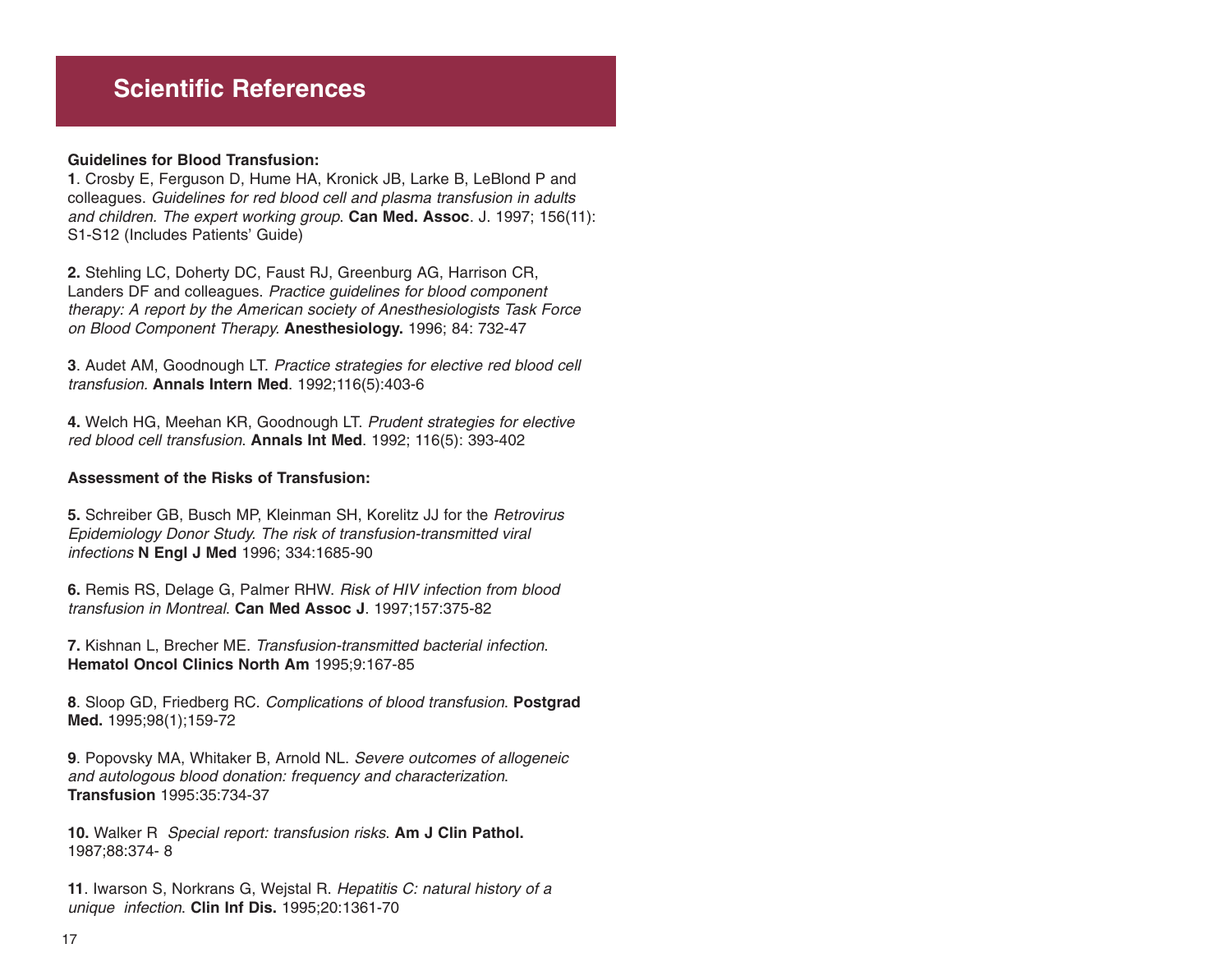# Scientific References

**Guidelines for Blood Transfusion:**

**1**. Crosby E, Ferguson D, Hume HA, Kronick JB, Larke B, LeBlond P and colleagues. *Guidelines for red blood cell and plasma transfusion in adults and children. The expert working group*. **Can Med. Assoc**. J. 1997; 156(11): S1-S12 (Includes Patients' Guide)

**2.** Stehling LC, Doherty DC, Faust RJ, Greenburg AG, Harrison CR, Landers DF and colleagues. *Practice guidelines for blood component therapy: A report by the American society of Anesthesiologists Task Force on Blood Component Therapy.* **Anesthesiology.** 1996; 84: 732-47

**3**. Audet AM, Goodnough LT. *Practice strategies for elective red blood cell transfusion.* **Annals Intern Med**. 1992;116(5):403-6

**4.** Welch HG, Meehan KR, Goodnough LT. *Prudent strategies for elective red blood cell transfusion*. **Annals Int Med**. 1992; 116(5): 393-402

**Assessment of the Risks of Transfusion:**

**5.** Schreiber GB, Busch MP, Kleinman SH, Korelitz JJ for the *Retrovirus Epidemiology Donor Study. The risk of transfusion-transmitted viral infections* **N Engl J Med** 1996; 334:1685-90

**6.** Remis RS, Delage G, Palmer RHW. *Risk of HIV infection from blood transfusion in Montreal*. **Can Med Assoc J**. 1997;157:375-82

**7.** Kishnan L, Brecher ME. *Transfusion-transmitted bacterial infection*. **Hematol Oncol Clinics North Am** 1995;9:167-85

**8**. Sloop GD, Friedberg RC. *Complications of blood transfusion*. **Postgrad Med.** 1995;98(1);159-72

**9**. Popovsky MA, Whitaker B, Arnold NL. *Severe outcomes of allogeneic and autologous blood donation: frequency and characterization*. **Transfusion** 1995:35:734-37

**10.** Walker R *Special report: transfusion risks*. **Am J Clin Pathol.** 1987;88:374- 8

**11**. Iwarson S, Norkrans G, Wejstal R. *Hepatitis C: natural history of a unique infection*. **Clin Inf Dis.** 1995;20:1361-70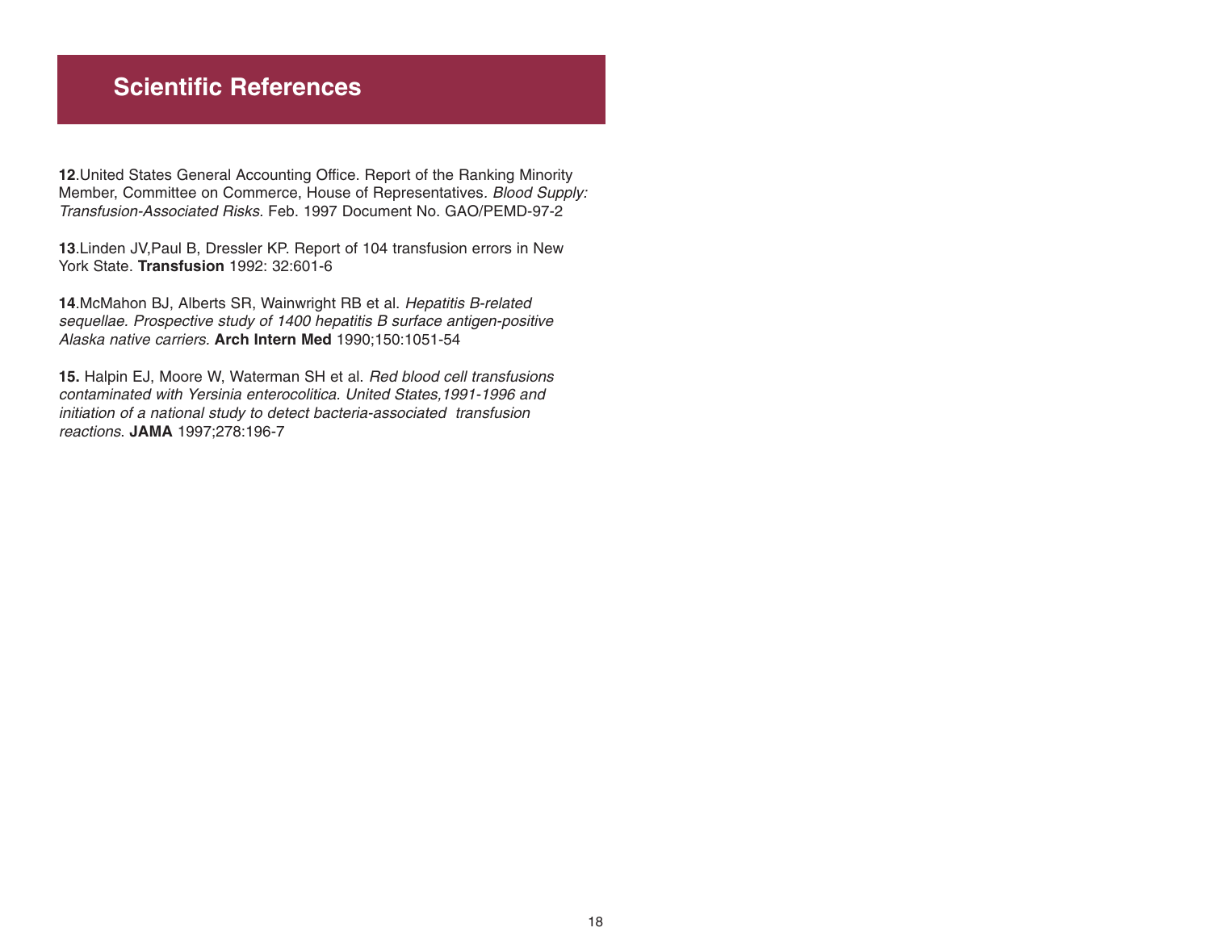## Scientific References

**12**.United States General Accounting Office. Report of the Ranking Minority Member, Committee on Commerce, House of Representatives. *Blood Supply: Transfusion-Associated Risks*. Feb. 1997 Document No. GAO/PEMD-97-2

**13**.Linden JV,Paul B, Dressler KP. Report of 104 transfusion errors in New York State. **Transfusion** 1992: 32:601-6

**14**.McMahon BJ, Alberts SR, Wainwright RB et al. *Hepatitis B-related sequellae. Prospective study of 1400 hepatitis B surface antigen-positive Alaska native carriers.* **Arch Intern Med** 1990;150:1051-54

**15.** Halpin EJ, Moore W, Waterman SH et al. *Red blood cell transfusions contaminated with Yersinia enterocolitica. United States,1991-1996 and initiation of a national study to detect bacteria-associated transfusion reactions*. **JAMA** 1997;278:196-7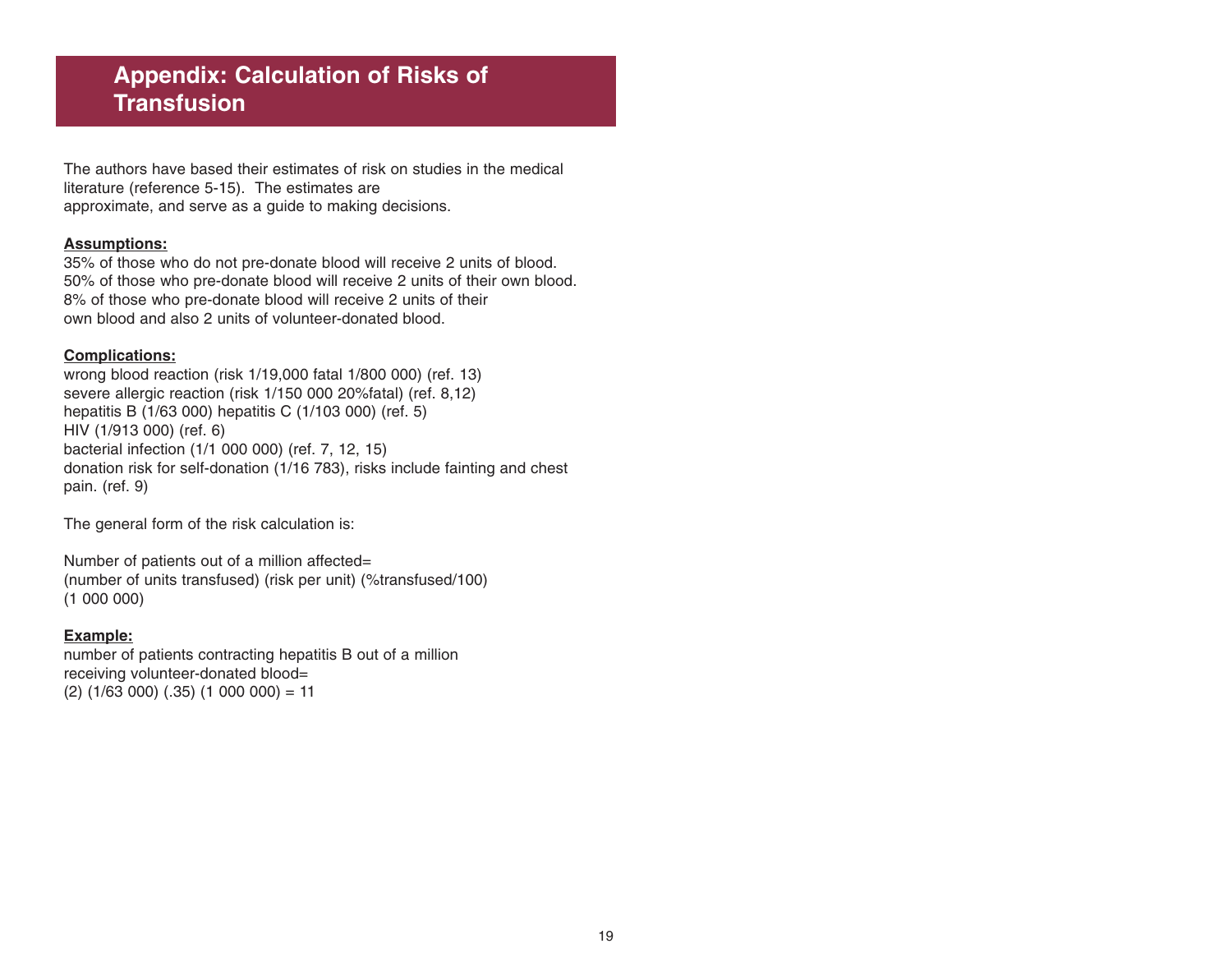# Appendix: Calculation of Risks of Transfusion

The authors have based their estimates of risk on studies in the medical literature (reference 5-15). The estimates are approximate, and serve as a guide to making decisions.

**Assumptions:**

35% of those who do not pre-donate blood will receive 2 units of blood.
50% of those who pre-donate blood will receive 2 units of their own blood.
8% of those who pre-donate blood will receive 2 units of their own blood and also 2 units of volunteer-donated blood.

**Complications:**

wrong blood reaction (risk 1/19,000 fatal 1/800 000) (ref. 13)
severe allergic reaction (risk 1/150 000 20%fatal) (ref. 8,12)
hepatitis B (1/63 000) hepatitis C (1/103 000) (ref. 5)
HIV (1/913 000) (ref. 6)
bacterial infection (1/1 000 000) (ref. 7, 12, 15)
donation risk for self-donation (1/16 783), risks include fainting and chest pain. (ref. 9)

The general form of the risk calculation is:

Number of patients out of a million affected=
(number of units transfused) (risk per unit) (%transfused/100) (1 000 000)

**Example:**

number of patients contracting hepatitis B out of a million receiving volunteer-donated blood=
(2) (1/63 000) (.35) (1 000 000) = 11